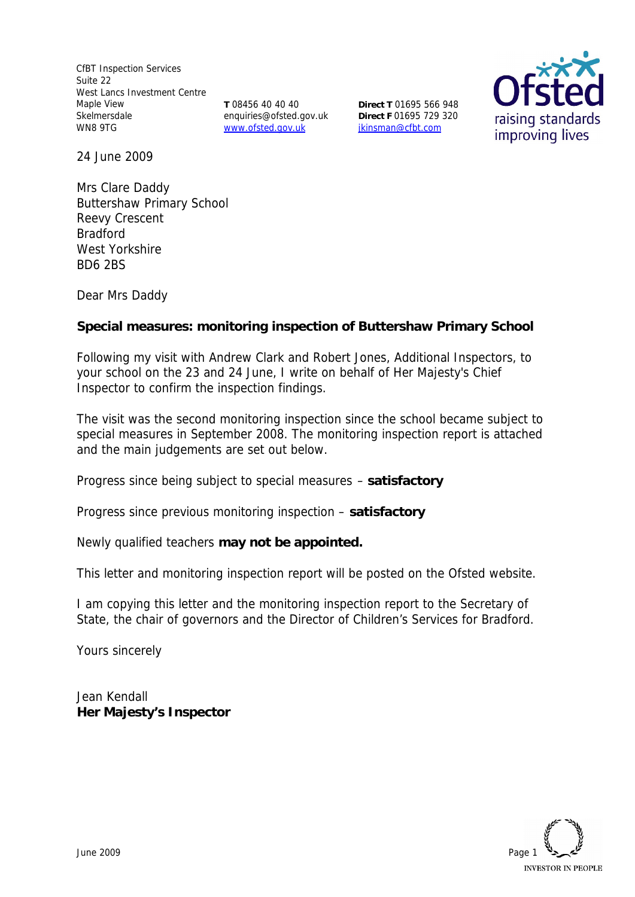CfBT Inspection Services
Suite 22
West Lancs Investment Centre
Maple View
Skelmersdale
WN8 9TG

**T** 08456 40 40 40
enquiries@ofsted.gov.uk
www.ofsted.gov.uk

**Direct T** 01695 566 948
**Direct F** 01695 729 320
jkinsman@cfbt.com

24 June 2009

Mrs Clare Daddy
Buttershaw Primary School
Reevy Crescent
Bradford
West Yorkshire
BD6 2BS

Dear Mrs Daddy

**Special measures: monitoring inspection of Buttershaw Primary School**

Following my visit with Andrew Clark and Robert Jones, Additional Inspectors, to your school on the 23 and 24 June, I write on behalf of Her Majesty's Chief Inspector to confirm the inspection findings.

The visit was the second monitoring inspection since the school became subject to special measures in September 2008. The monitoring inspection report is attached and the main judgements are set out below.

Progress since being subject to special measures – **satisfactory**

Progress since previous monitoring inspection – **satisfactory**

Newly qualified teachers **may not be appointed.**

This letter and monitoring inspection report will be posted on the Ofsted website.

I am copying this letter and the monitoring inspection report to the Secretary of State, the chair of governors and the Director of Children's Services for Bradford.

Yours sincerely

Jean Kendall
**Her Majesty's Inspector**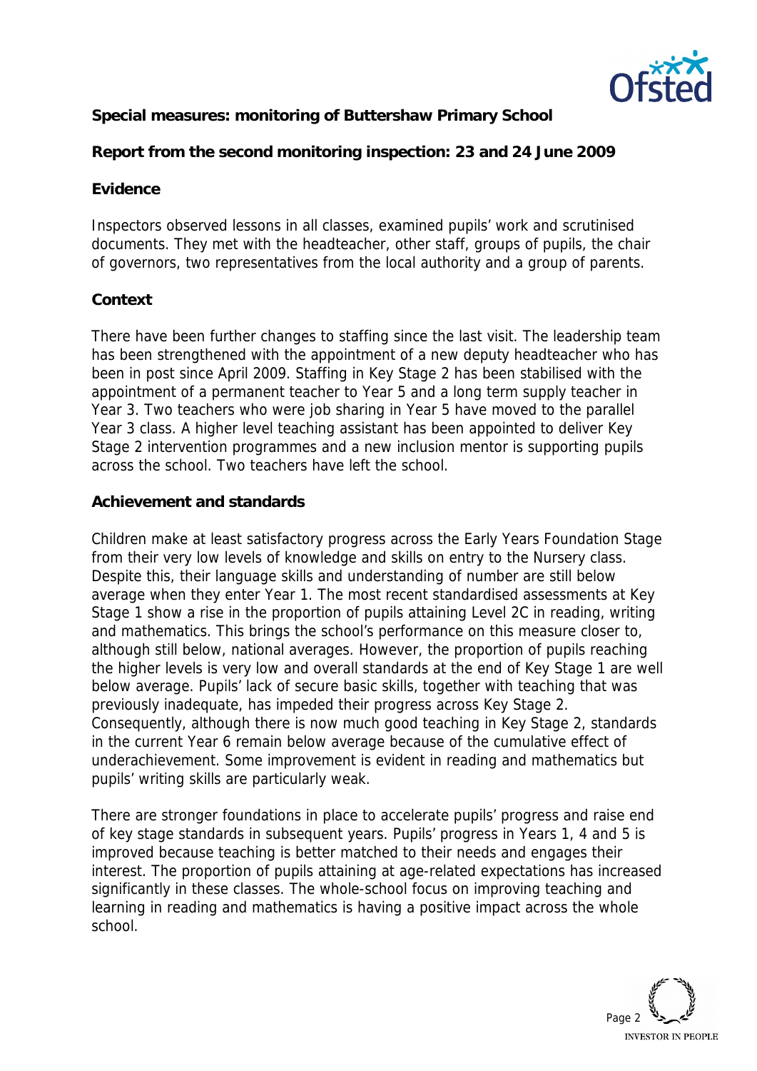**Special measures: monitoring of Buttershaw Primary School**

**Report from the second monitoring inspection: 23 and 24 June 2009**

**Evidence**

Inspectors observed lessons in all classes, examined pupils' work and scrutinised documents. They met with the headteacher, other staff, groups of pupils, the chair of governors, two representatives from the local authority and a group of parents.

**Context**

There have been further changes to staffing since the last visit. The leadership team has been strengthened with the appointment of a new deputy headteacher who has been in post since April 2009. Staffing in Key Stage 2 has been stabilised with the appointment of a permanent teacher to Year 5 and a long term supply teacher in Year 3. Two teachers who were job sharing in Year 5 have moved to the parallel Year 3 class. A higher level teaching assistant has been appointed to deliver Key Stage 2 intervention programmes and a new inclusion mentor is supporting pupils across the school. Two teachers have left the school.

**Achievement and standards**

Children make at least satisfactory progress across the Early Years Foundation Stage from their very low levels of knowledge and skills on entry to the Nursery class. Despite this, their language skills and understanding of number are still below average when they enter Year 1. The most recent standardised assessments at Key Stage 1 show a rise in the proportion of pupils attaining Level 2C in reading, writing and mathematics. This brings the school's performance on this measure closer to, although still below, national averages. However, the proportion of pupils reaching the higher levels is very low and overall standards at the end of Key Stage 1 are well below average. Pupils' lack of secure basic skills, together with teaching that was previously inadequate, has impeded their progress across Key Stage 2. Consequently, although there is now much good teaching in Key Stage 2, standards in the current Year 6 remain below average because of the cumulative effect of underachievement. Some improvement is evident in reading and mathematics but pupils' writing skills are particularly weak.

There are stronger foundations in place to accelerate pupils' progress and raise end of key stage standards in subsequent years. Pupils' progress in Years 1, 4 and 5 is improved because teaching is better matched to their needs and engages their interest. The proportion of pupils attaining at age-related expectations has increased significantly in these classes. The whole-school focus on improving teaching and learning in reading and mathematics is having a positive impact across the whole school.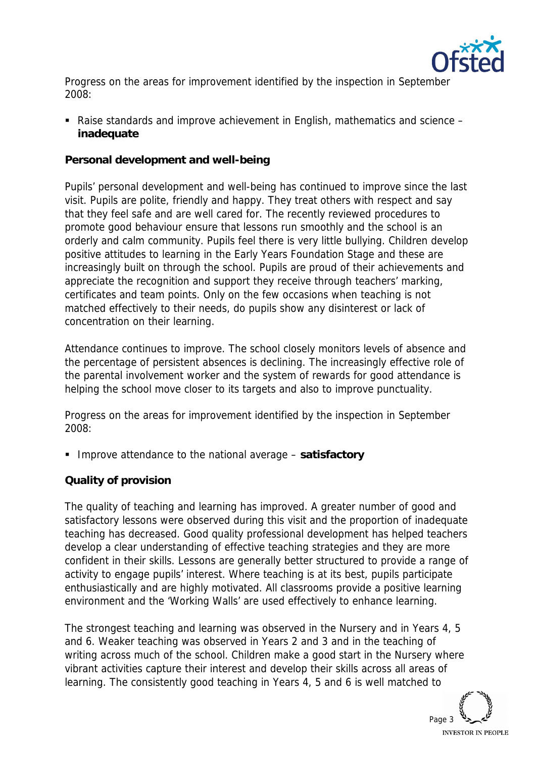Progress on the areas for improvement identified by the inspection in September 2008:

- Raise standards and improve achievement in English, mathematics and science – **inadequate**

**Personal development and well-being**

Pupils' personal development and well-being has continued to improve since the last visit. Pupils are polite, friendly and happy. They treat others with respect and say that they feel safe and are well cared for. The recently reviewed procedures to promote good behaviour ensure that lessons run smoothly and the school is an orderly and calm community. Pupils feel there is very little bullying. Children develop positive attitudes to learning in the Early Years Foundation Stage and these are increasingly built on through the school. Pupils are proud of their achievements and appreciate the recognition and support they receive through teachers' marking, certificates and team points. Only on the few occasions when teaching is not matched effectively to their needs, do pupils show any disinterest or lack of concentration on their learning.

Attendance continues to improve. The school closely monitors levels of absence and the percentage of persistent absences is declining. The increasingly effective role of the parental involvement worker and the system of rewards for good attendance is helping the school move closer to its targets and also to improve punctuality.

Progress on the areas for improvement identified by the inspection in September 2008:

- Improve attendance to the national average – **satisfactory**

**Quality of provision**

The quality of teaching and learning has improved. A greater number of good and satisfactory lessons were observed during this visit and the proportion of inadequate teaching has decreased. Good quality professional development has helped teachers develop a clear understanding of effective teaching strategies and they are more confident in their skills. Lessons are generally better structured to provide a range of activity to engage pupils' interest. Where teaching is at its best, pupils participate enthusiastically and are highly motivated. All classrooms provide a positive learning environment and the 'Working Walls' are used effectively to enhance learning.

The strongest teaching and learning was observed in the Nursery and in Years 4, 5 and 6. Weaker teaching was observed in Years 2 and 3 and in the teaching of writing across much of the school. Children make a good start in the Nursery where vibrant activities capture their interest and develop their skills across all areas of learning. The consistently good teaching in Years 4, 5 and 6 is well matched to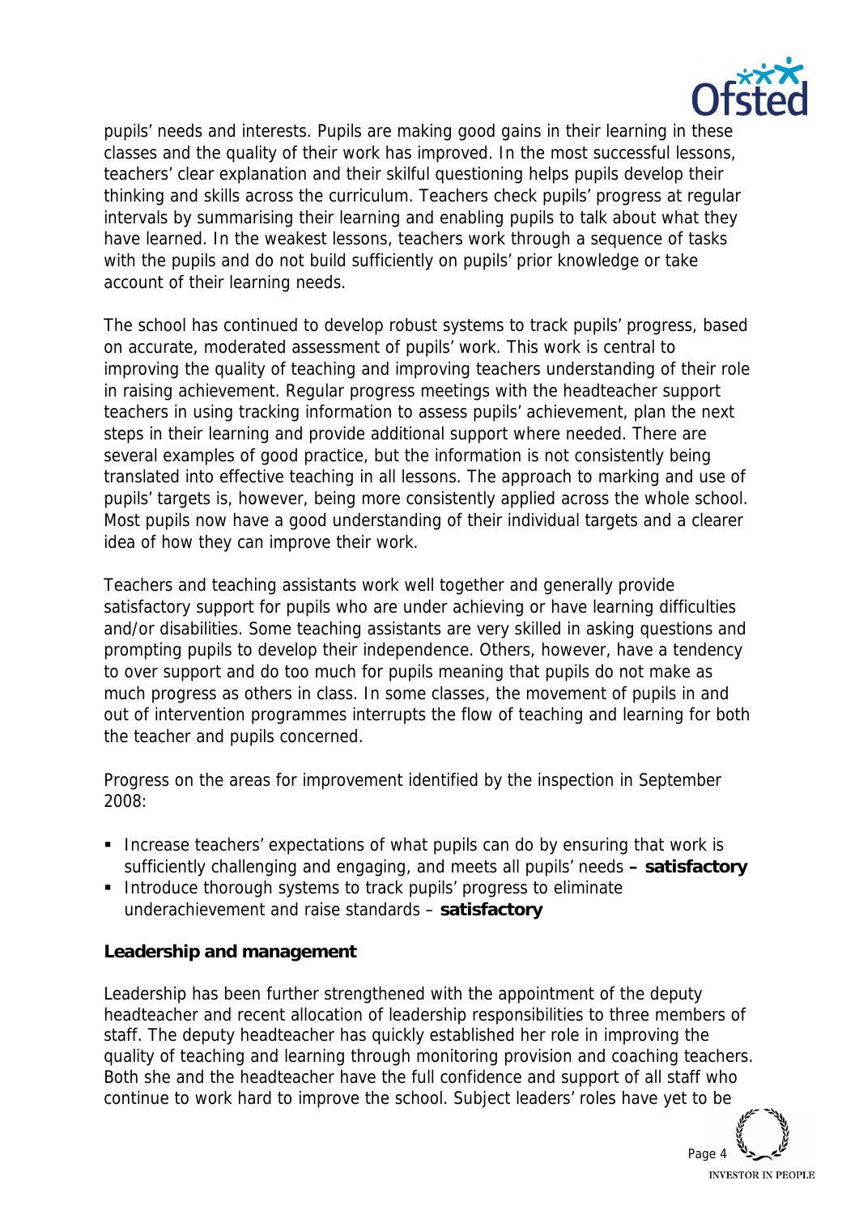pupils' needs and interests. Pupils are making good gains in their learning in these classes and the quality of their work has improved. In the most successful lessons, teachers' clear explanation and their skilful questioning helps pupils develop their thinking and skills across the curriculum. Teachers check pupils' progress at regular intervals by summarising their learning and enabling pupils to talk about what they have learned. In the weakest lessons, teachers work through a sequence of tasks with the pupils and do not build sufficiently on pupils' prior knowledge or take account of their learning needs.

The school has continued to develop robust systems to track pupils' progress, based on accurate, moderated assessment of pupils' work. This work is central to improving the quality of teaching and improving teachers understanding of their role in raising achievement. Regular progress meetings with the headteacher support teachers in using tracking information to assess pupils' achievement, plan the next steps in their learning and provide additional support where needed. There are several examples of good practice, but the information is not consistently being translated into effective teaching in all lessons. The approach to marking and use of pupils' targets is, however, being more consistently applied across the whole school. Most pupils now have a good understanding of their individual targets and a clearer idea of how they can improve their work.

Teachers and teaching assistants work well together and generally provide satisfactory support for pupils who are under achieving or have learning difficulties and/or disabilities. Some teaching assistants are very skilled in asking questions and prompting pupils to develop their independence. Others, however, have a tendency to over support and do too much for pupils meaning that pupils do not make as much progress as others in class. In some classes, the movement of pupils in and out of intervention programmes interrupts the flow of teaching and learning for both the teacher and pupils concerned.

Progress on the areas for improvement identified by the inspection in September 2008:

- Increase teachers' expectations of what pupils can do by ensuring that work is sufficiently challenging and engaging, and meets all pupils' needs **– satisfactory**
- Introduce thorough systems to track pupils' progress to eliminate underachievement and raise standards – **satisfactory**

**Leadership and management**

Leadership has been further strengthened with the appointment of the deputy headteacher and recent allocation of leadership responsibilities to three members of staff. The deputy headteacher has quickly established her role in improving the quality of teaching and learning through monitoring provision and coaching teachers. Both she and the headteacher have the full confidence and support of all staff who continue to work hard to improve the school. Subject leaders' roles have yet to be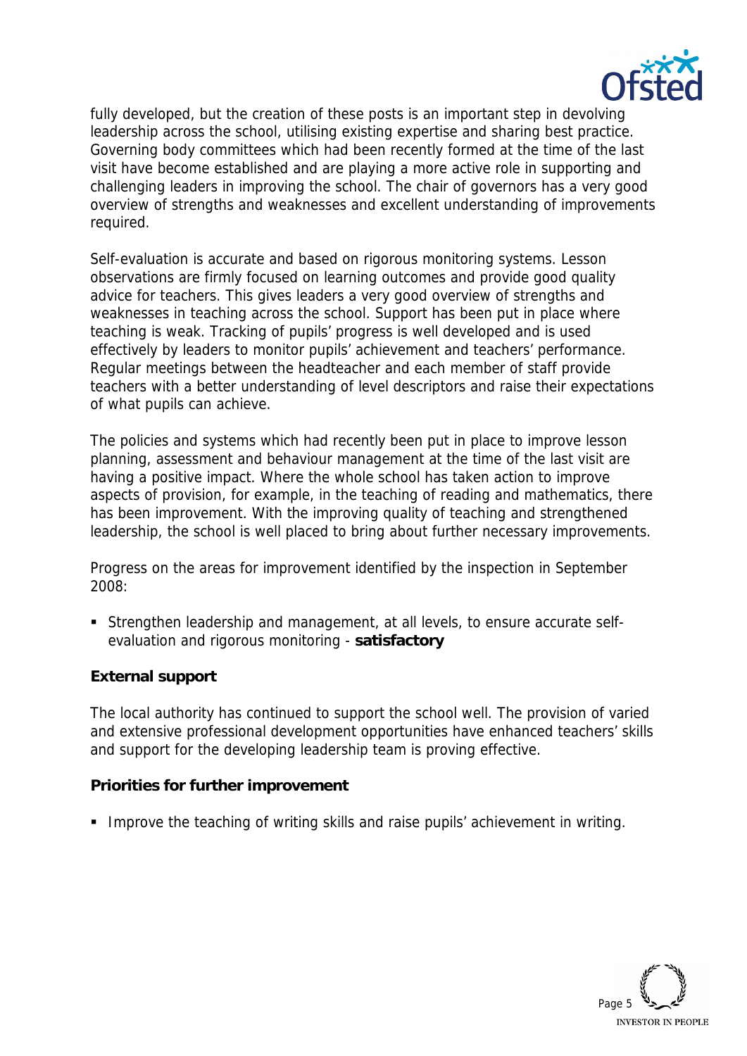fully developed, but the creation of these posts is an important step in devolving leadership across the school, utilising existing expertise and sharing best practice. Governing body committees which had been recently formed at the time of the last visit have become established and are playing a more active role in supporting and challenging leaders in improving the school. The chair of governors has a very good overview of strengths and weaknesses and excellent understanding of improvements required.

Self-evaluation is accurate and based on rigorous monitoring systems. Lesson observations are firmly focused on learning outcomes and provide good quality advice for teachers. This gives leaders a very good overview of strengths and weaknesses in teaching across the school. Support has been put in place where teaching is weak. Tracking of pupils' progress is well developed and is used effectively by leaders to monitor pupils' achievement and teachers' performance. Regular meetings between the headteacher and each member of staff provide teachers with a better understanding of level descriptors and raise their expectations of what pupils can achieve.

The policies and systems which had recently been put in place to improve lesson planning, assessment and behaviour management at the time of the last visit are having a positive impact. Where the whole school has taken action to improve aspects of provision, for example, in the teaching of reading and mathematics, there has been improvement. With the improving quality of teaching and strengthened leadership, the school is well placed to bring about further necessary improvements.

Progress on the areas for improvement identified by the inspection in September 2008:

- Strengthen leadership and management, at all levels, to ensure accurate self-evaluation and rigorous monitoring - **satisfactory**

**External support**

The local authority has continued to support the school well. The provision of varied and extensive professional development opportunities have enhanced teachers' skills and support for the developing leadership team is proving effective.

**Priorities for further improvement**

- Improve the teaching of writing skills and raise pupils' achievement in writing.